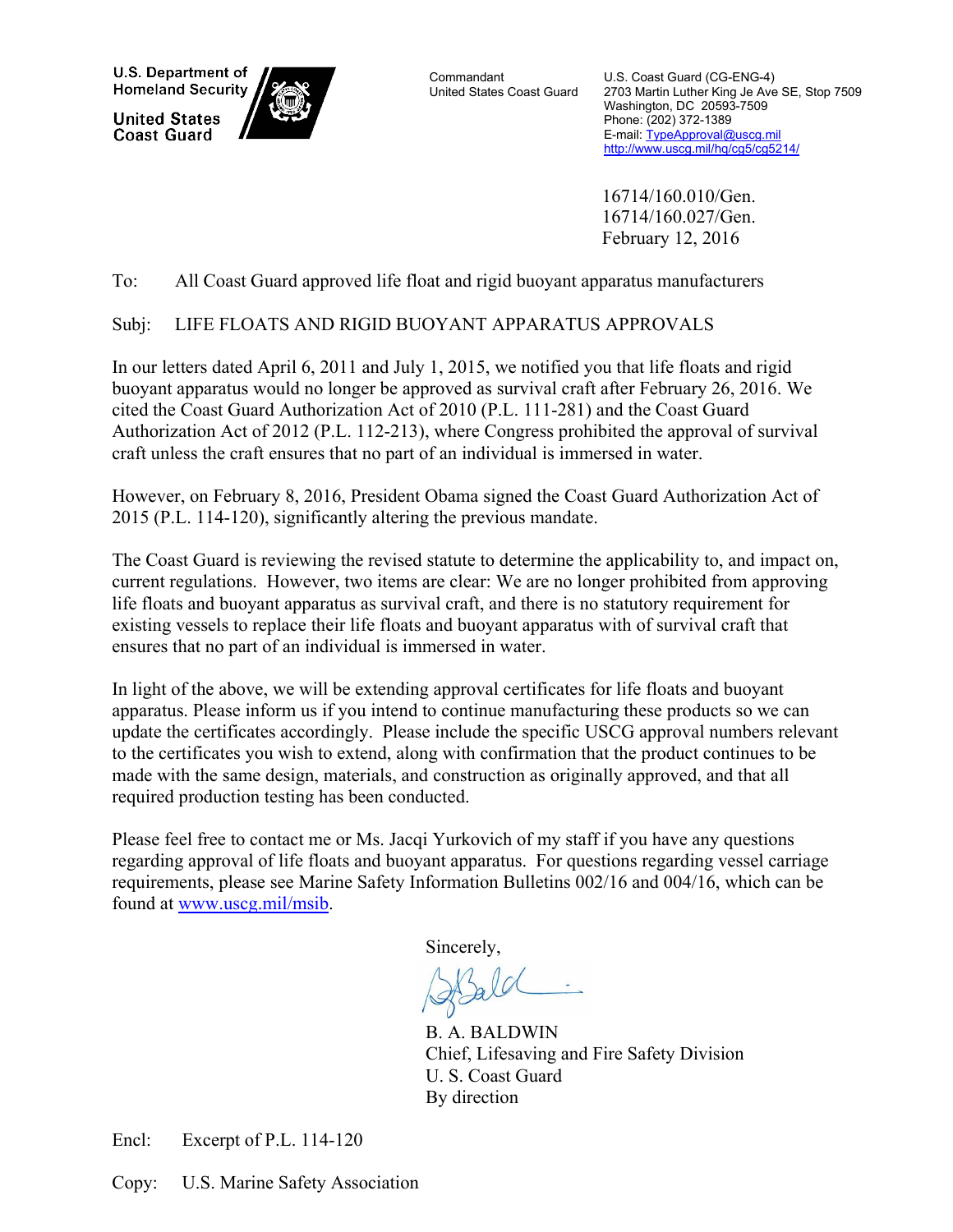U.S. Department of Homeland Security

United States Coast Guard

Commandant
United States Coast Guard

U.S. Coast Guard (CG-ENG-4)
2703 Martin Luther King Je Ave SE, Stop 7509
Washington, DC 20593-7509
Phone: (202) 372-1389
E-mail: TypeApproval@uscg.mil
http://www.uscg.mil/hq/cg5/cg5214/

16714/160.010/Gen.
16714/160.027/Gen.
February 12, 2016

To: All Coast Guard approved life float and rigid buoyant apparatus manufacturers

Subj: LIFE FLOATS AND RIGID BUOYANT APPARATUS APPROVALS

In our letters dated April 6, 2011 and July 1, 2015, we notified you that life floats and rigid buoyant apparatus would no longer be approved as survival craft after February 26, 2016. We cited the Coast Guard Authorization Act of 2010 (P.L. 111-281) and the Coast Guard Authorization Act of 2012 (P.L. 112-213), where Congress prohibited the approval of survival craft unless the craft ensures that no part of an individual is immersed in water.

However, on February 8, 2016, President Obama signed the Coast Guard Authorization Act of 2015 (P.L. 114-120), significantly altering the previous mandate.

The Coast Guard is reviewing the revised statute to determine the applicability to, and impact on, current regulations. However, two items are clear: We are no longer prohibited from approving life floats and buoyant apparatus as survival craft, and there is no statutory requirement for existing vessels to replace their life floats and buoyant apparatus with of survival craft that ensures that no part of an individual is immersed in water.

In light of the above, we will be extending approval certificates for life floats and buoyant apparatus. Please inform us if you intend to continue manufacturing these products so we can update the certificates accordingly. Please include the specific USCG approval numbers relevant to the certificates you wish to extend, along with confirmation that the product continues to be made with the same design, materials, and construction as originally approved, and that all required production testing has been conducted.

Please feel free to contact me or Ms. Jacqi Yurkovich of my staff if you have any questions regarding approval of life floats and buoyant apparatus. For questions regarding vessel carriage requirements, please see Marine Safety Information Bulletins 002/16 and 004/16, which can be found at www.uscg.mil/msib.

Sincerely,

B. A. BALDWIN
Chief, Lifesaving and Fire Safety Division
U. S. Coast Guard
By direction

Encl: Excerpt of P.L. 114-120

Copy: U.S. Marine Safety Association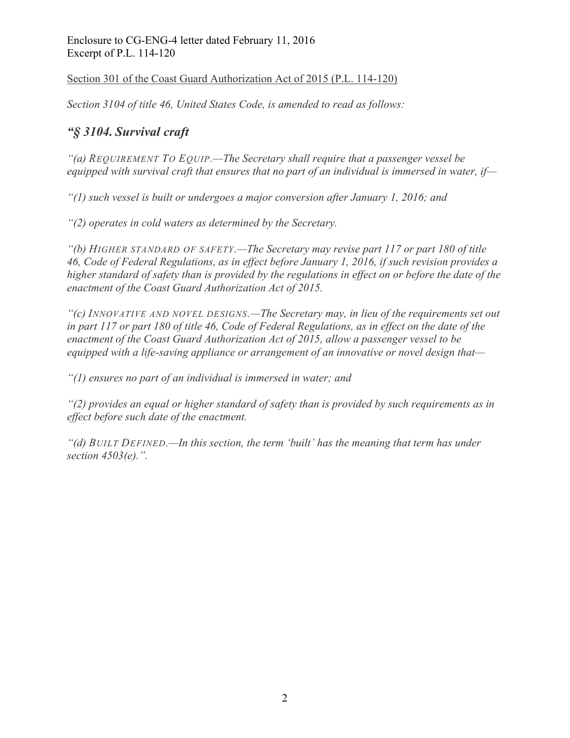Enclosure to CG-ENG-4 letter dated February 11, 2016
Excerpt of P.L. 114-120

Section 301 of the Coast Guard Authorization Act of 2015 (P.L. 114-120)

*Section 3104 of title 46, United States Code, is amended to read as follows:*

## *"§ 3104. Survival craft*

*"(a) REQUIREMENT TO EQUIP.—The Secretary shall require that a passenger vessel be equipped with survival craft that ensures that no part of an individual is immersed in water, if—*

*"(1) such vessel is built or undergoes a major conversion after January 1, 2016; and*

*"(2) operates in cold waters as determined by the Secretary.*

*"(b) HIGHER STANDARD OF SAFETY.—The Secretary may revise part 117 or part 180 of title 46, Code of Federal Regulations, as in effect before January 1, 2016, if such revision provides a higher standard of safety than is provided by the regulations in effect on or before the date of the enactment of the Coast Guard Authorization Act of 2015.*

*"(c) INNOVATIVE AND NOVEL DESIGNS.—The Secretary may, in lieu of the requirements set out in part 117 or part 180 of title 46, Code of Federal Regulations, as in effect on the date of the enactment of the Coast Guard Authorization Act of 2015, allow a passenger vessel to be equipped with a life-saving appliance or arrangement of an innovative or novel design that—*

*"(1) ensures no part of an individual is immersed in water; and*

*"(2) provides an equal or higher standard of safety than is provided by such requirements as in effect before such date of the enactment.*

*"(d) BUILT DEFINED.—In this section, the term 'built' has the meaning that term has under section 4503(e).".*